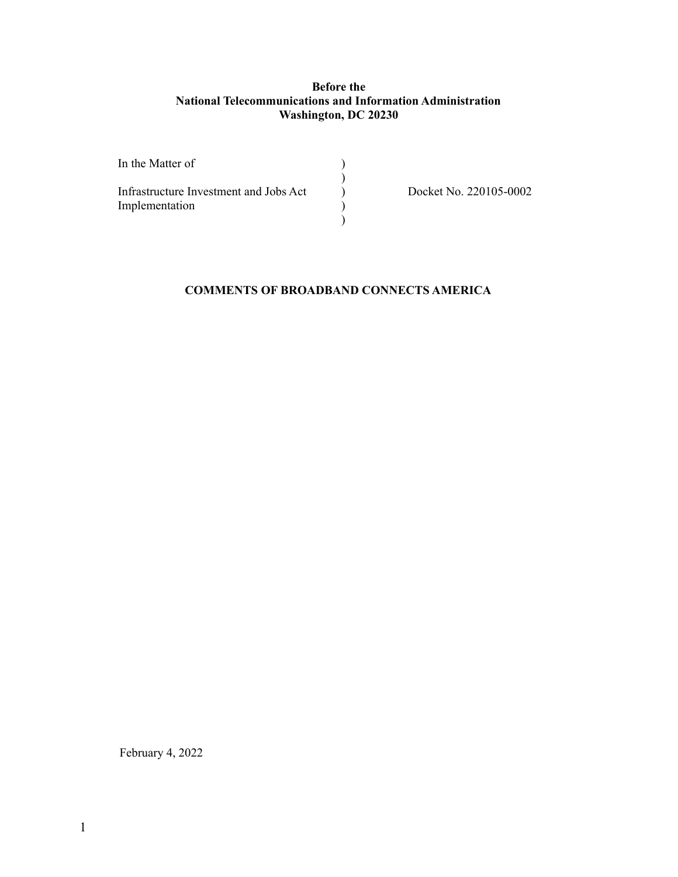**Before the**
**National Telecommunications and Information Administration**
**Washington, DC 20230**

| | | |
|---|---|---|
| In the Matter of | ) | |
| | ) | |
| Infrastructure Investment and Jobs Act | ) | Docket No. 220105-0002 |
| Implementation | ) | |
| | ) | |

**COMMENTS OF BROADBAND CONNECTS AMERICA**

February 4, 2022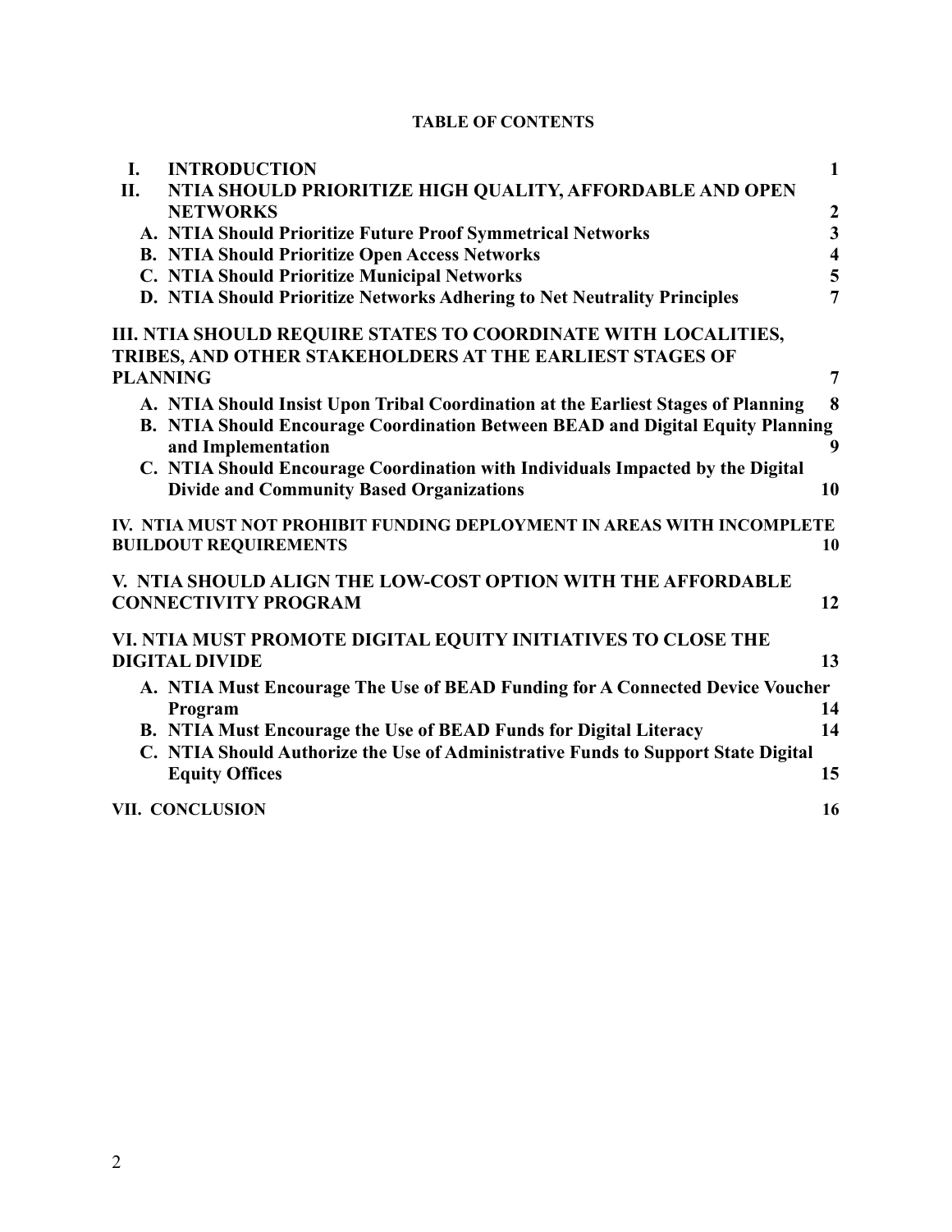**TABLE OF CONTENTS**

| | | |
|---|---|---|
| **I.** | **INTRODUCTION** | **1** |
| **II.** | **NTIA SHOULD PRIORITIZE HIGH QUALITY, AFFORDABLE AND OPEN NETWORKS** | **2** |
| | **A. NTIA Should Prioritize Future Proof Symmetrical Networks** | **3** |
| | **B. NTIA Should Prioritize Open Access Networks** | **4** |
| | **C. NTIA Should Prioritize Municipal Networks** | **5** |
| | **D. NTIA Should Prioritize Networks Adhering to Net Neutrality Principles** | **7** |
| **III.** | **NTIA SHOULD REQUIRE STATES TO COORDINATE WITH LOCALITIES, TRIBES, AND OTHER STAKEHOLDERS AT THE EARLIEST STAGES OF PLANNING** | **7** |
| | **A. NTIA Should Insist Upon Tribal Coordination at the Earliest Stages of Planning** | **8** |
| | **B. NTIA Should Encourage Coordination Between BEAD and Digital Equity Planning and Implementation** | **9** |
| | **C. NTIA Should Encourage Coordination with Individuals Impacted by the Digital Divide and Community Based Organizations** | **10** |
| **IV.** | **NTIA MUST NOT PROHIBIT FUNDING DEPLOYMENT IN AREAS WITH INCOMPLETE BUILDOUT REQUIREMENTS** | **10** |
| **V.** | **NTIA SHOULD ALIGN THE LOW-COST OPTION WITH THE AFFORDABLE CONNECTIVITY PROGRAM** | **12** |
| **VI.** | **NTIA MUST PROMOTE DIGITAL EQUITY INITIATIVES TO CLOSE THE DIGITAL DIVIDE** | **13** |
| | **A. NTIA Must Encourage The Use of BEAD Funding for A Connected Device Voucher Program** | **14** |
| | **B. NTIA Must Encourage the Use of BEAD Funds for Digital Literacy** | **14** |
| | **C. NTIA Should Authorize the Use of Administrative Funds to Support State Digital Equity Offices** | **15** |
| **VII.** | **CONCLUSION** | **16** |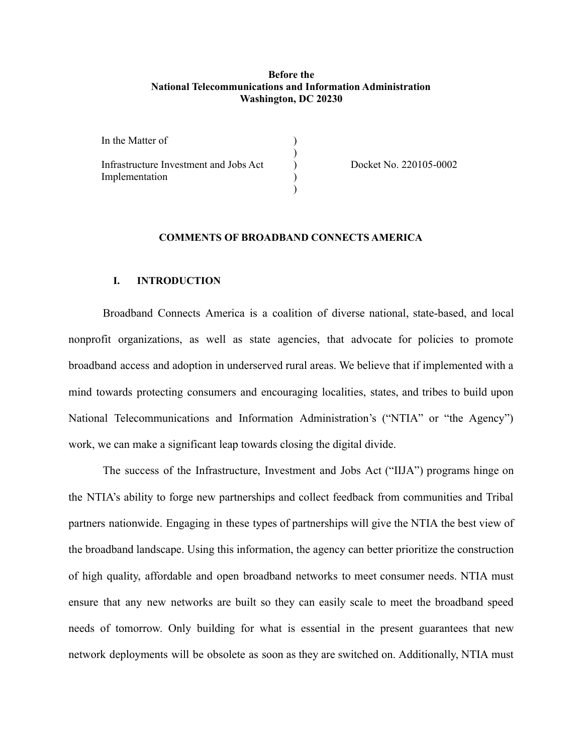**Before the**
**National Telecommunications and Information Administration**
**Washington, DC 20230**

| | | |
|---|---|---|
| In the Matter of | ) | |
| | ) | |
| Infrastructure Investment and Jobs Act Implementation | ) | Docket No. 220105-0002 |
| | ) | |
| | ) | |

**COMMENTS OF BROADBAND CONNECTS AMERICA**

## I. INTRODUCTION

Broadband Connects America is a coalition of diverse national, state-based, and local nonprofit organizations, as well as state agencies, that advocate for policies to promote broadband access and adoption in underserved rural areas. We believe that if implemented with a mind towards protecting consumers and encouraging localities, states, and tribes to build upon National Telecommunications and Information Administration's ("NTIA" or "the Agency") work, we can make a significant leap towards closing the digital divide.

The success of the Infrastructure, Investment and Jobs Act ("IIJA") programs hinge on the NTIA's ability to forge new partnerships and collect feedback from communities and Tribal partners nationwide. Engaging in these types of partnerships will give the NTIA the best view of the broadband landscape. Using this information, the agency can better prioritize the construction of high quality, affordable and open broadband networks to meet consumer needs. NTIA must ensure that any new networks are built so they can easily scale to meet the broadband speed needs of tomorrow. Only building for what is essential in the present guarantees that new network deployments will be obsolete as soon as they are switched on. Additionally, NTIA must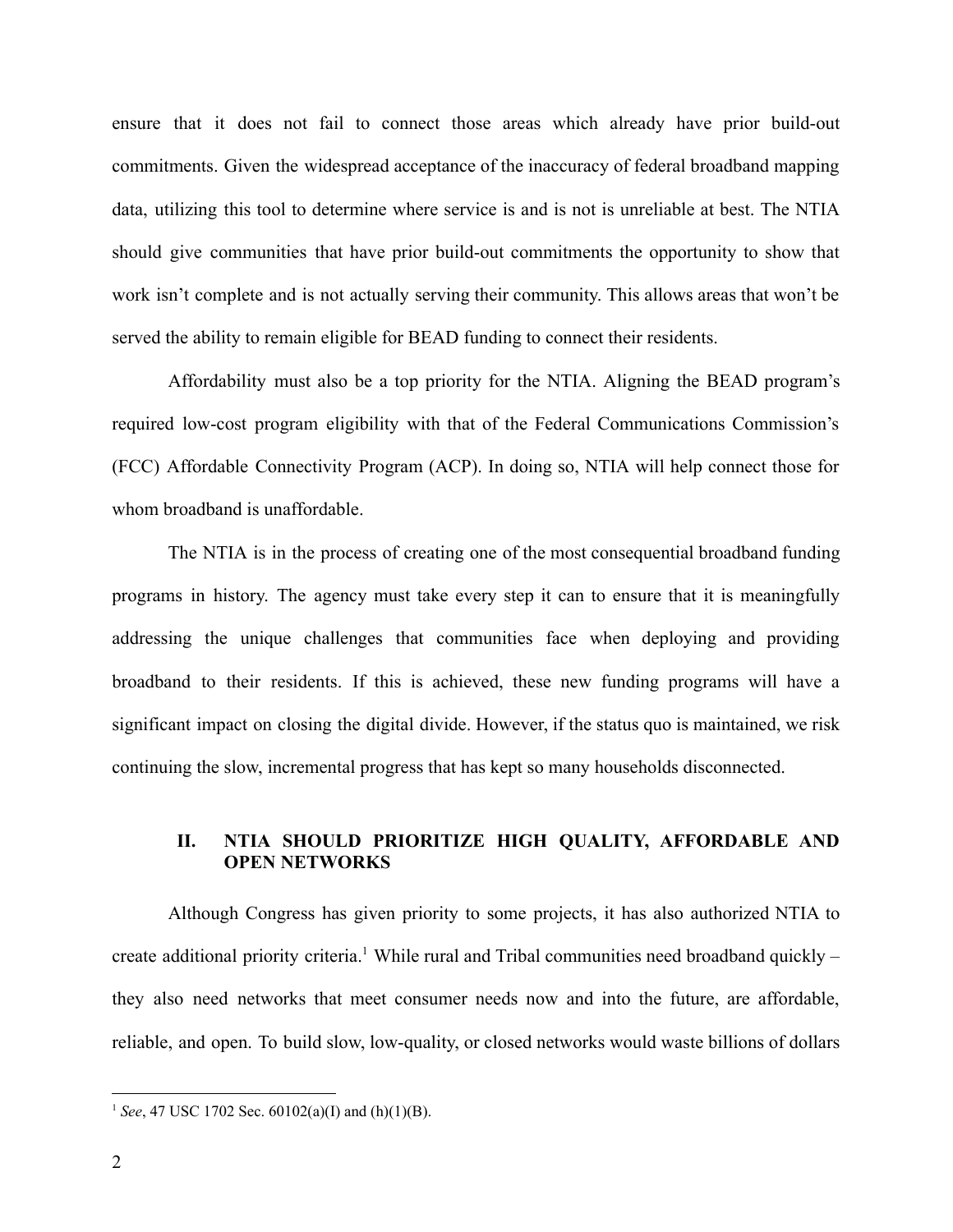ensure that it does not fail to connect those areas which already have prior build-out commitments. Given the widespread acceptance of the inaccuracy of federal broadband mapping data, utilizing this tool to determine where service is and is not is unreliable at best. The NTIA should give communities that have prior build-out commitments the opportunity to show that work isn't complete and is not actually serving their community. This allows areas that won't be served the ability to remain eligible for BEAD funding to connect their residents.

Affordability must also be a top priority for the NTIA. Aligning the BEAD program's required low-cost program eligibility with that of the Federal Communications Commission's (FCC) Affordable Connectivity Program (ACP). In doing so, NTIA will help connect those for whom broadband is unaffordable.

The NTIA is in the process of creating one of the most consequential broadband funding programs in history. The agency must take every step it can to ensure that it is meaningfully addressing the unique challenges that communities face when deploying and providing broadband to their residents. If this is achieved, these new funding programs will have a significant impact on closing the digital divide. However, if the status quo is maintained, we risk continuing the slow, incremental progress that has kept so many households disconnected.

## II. NTIA SHOULD PRIORITIZE HIGH QUALITY, AFFORDABLE AND OPEN NETWORKS

Although Congress has given priority to some projects, it has also authorized NTIA to create additional priority criteria.[1] While rural and Tribal communities need broadband quickly – they also need networks that meet consumer needs now and into the future, are affordable, reliable, and open. To build slow, low-quality, or closed networks would waste billions of dollars

[1] *See*, 47 USC 1702 Sec. 60102(a)(I) and (h)(1)(B).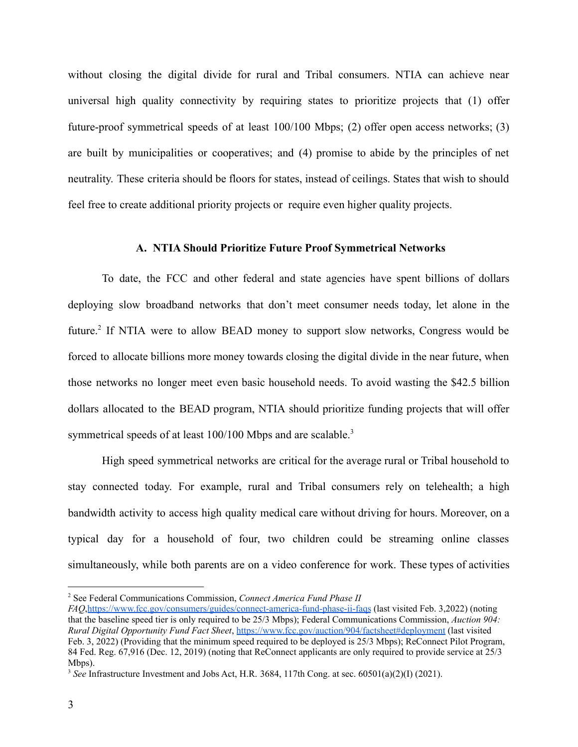without closing the digital divide for rural and Tribal consumers. NTIA can achieve near universal high quality connectivity by requiring states to prioritize projects that (1) offer future-proof symmetrical speeds of at least 100/100 Mbps; (2) offer open access networks; (3) are built by municipalities or cooperatives; and (4) promise to abide by the principles of net neutrality. These criteria should be floors for states, instead of ceilings. States that wish to should feel free to create additional priority projects or require even higher quality projects.

### A. NTIA Should Prioritize Future Proof Symmetrical Networks

To date, the FCC and other federal and state agencies have spent billions of dollars deploying slow broadband networks that don't meet consumer needs today, let alone in the future.[2] If NTIA were to allow BEAD money to support slow networks, Congress would be forced to allocate billions more money towards closing the digital divide in the near future, when those networks no longer meet even basic household needs. To avoid wasting the $42.5 billion dollars allocated to the BEAD program, NTIA should prioritize funding projects that will offer symmetrical speeds of at least 100/100 Mbps and are scalable.[3]

High speed symmetrical networks are critical for the average rural or Tribal household to stay connected today. For example, rural and Tribal consumers rely on telehealth; a high bandwidth activity to access high quality medical care without driving for hours. Moreover, on a typical day for a household of four, two children could be streaming online classes simultaneously, while both parents are on a video conference for work. These types of activities

---

[2] See Federal Communications Commission, *Connect America Fund Phase II FAQ*,https://www.fcc.gov/consumers/guides/connect-america-fund-phase-ii-faqs (last visited Feb. 3,2022) (noting that the baseline speed tier is only required to be 25/3 Mbps); Federal Communications Commission, *Auction 904: Rural Digital Opportunity Fund Fact Sheet*, https://www.fcc.gov/auction/904/factsheet#deployment (last visited Feb. 3, 2022) (Providing that the minimum speed required to be deployed is 25/3 Mbps); ReConnect Pilot Program, 84 Fed. Reg. 67,916 (Dec. 12, 2019) (noting that ReConnect applicants are only required to provide service at 25/3 Mbps).

[3] *See* Infrastructure Investment and Jobs Act, H.R. 3684, 117th Cong. at sec. 60501(a)(2)(I) (2021).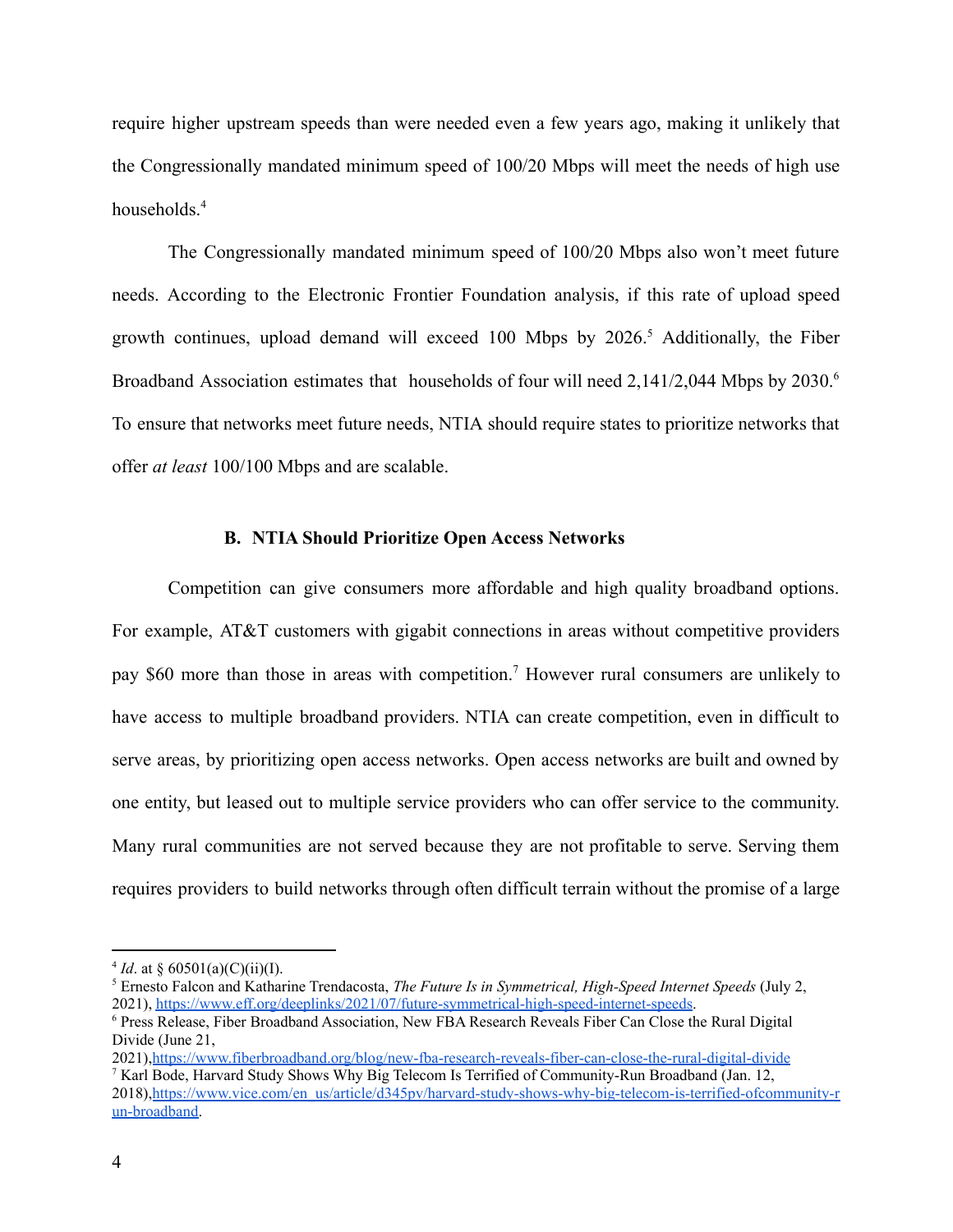require higher upstream speeds than were needed even a few years ago, making it unlikely that the Congressionally mandated minimum speed of 100/20 Mbps will meet the needs of high use households.[4]

The Congressionally mandated minimum speed of 100/20 Mbps also won't meet future needs. According to the Electronic Frontier Foundation analysis, if this rate of upload speed growth continues, upload demand will exceed 100 Mbps by 2026.[5] Additionally, the Fiber Broadband Association estimates that households of four will need 2,141/2,044 Mbps by 2030.[6] To ensure that networks meet future needs, NTIA should require states to prioritize networks that offer *at least* 100/100 Mbps and are scalable.

### B. NTIA Should Prioritize Open Access Networks

Competition can give consumers more affordable and high quality broadband options. For example, AT&T customers with gigabit connections in areas without competitive providers pay $60 more than those in areas with competition.[7] However rural consumers are unlikely to have access to multiple broadband providers. NTIA can create competition, even in difficult to serve areas, by prioritizing open access networks. Open access networks are built and owned by one entity, but leased out to multiple service providers who can offer service to the community. Many rural communities are not served because they are not profitable to serve. Serving them requires providers to build networks through often difficult terrain without the promise of a large

---

[4] *Id*. at § 60501(a)(C)(ii)(I).

[5] Ernesto Falcon and Katharine Trendacosta, *The Future Is in Symmetrical, High-Speed Internet Speeds* (July 2, 2021), https://www.eff.org/deeplinks/2021/07/future-symmetrical-high-speed-internet-speeds.

[6] Press Release, Fiber Broadband Association, New FBA Research Reveals Fiber Can Close the Rural Digital Divide (June 21, 2021),https://www.fiberbroadband.org/blog/new-fba-research-reveals-fiber-can-close-the-rural-digital-divide

[7] Karl Bode, Harvard Study Shows Why Big Telecom Is Terrified of Community-Run Broadband (Jan. 12, 2018),https://www.vice.com/en_us/article/d345pv/harvard-study-shows-why-big-telecom-is-terrified-ofcommunity-run-broadband.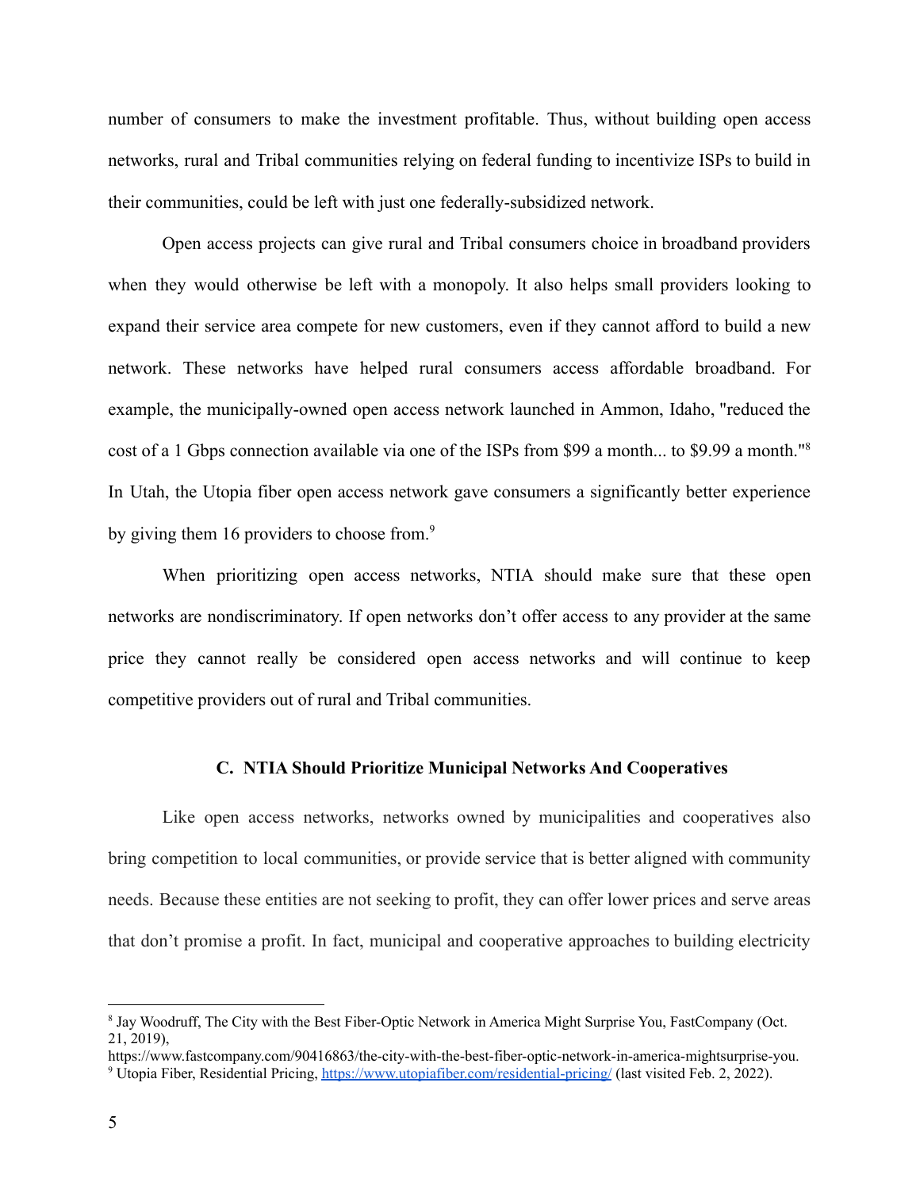number of consumers to make the investment profitable. Thus, without building open access networks, rural and Tribal communities relying on federal funding to incentivize ISPs to build in their communities, could be left with just one federally-subsidized network.

Open access projects can give rural and Tribal consumers choice in broadband providers when they would otherwise be left with a monopoly. It also helps small providers looking to expand their service area compete for new customers, even if they cannot afford to build a new network. These networks have helped rural consumers access affordable broadband. For example, the municipally-owned open access network launched in Ammon, Idaho, "reduced the cost of a 1 Gbps connection available via one of the ISPs from $99 a month... to $9.99 a month."[8] In Utah, the Utopia fiber open access network gave consumers a significantly better experience by giving them 16 providers to choose from.[9]

When prioritizing open access networks, NTIA should make sure that these open networks are nondiscriminatory. If open networks don't offer access to any provider at the same price they cannot really be considered open access networks and will continue to keep competitive providers out of rural and Tribal communities.

### C. NTIA Should Prioritize Municipal Networks And Cooperatives

Like open access networks, networks owned by municipalities and cooperatives also bring competition to local communities, or provide service that is better aligned with community needs. Because these entities are not seeking to profit, they can offer lower prices and serve areas that don't promise a profit. In fact, municipal and cooperative approaches to building electricity

---

[8] Jay Woodruff, The City with the Best Fiber-Optic Network in America Might Surprise You, FastCompany (Oct. 21, 2019), https://www.fastcompany.com/90416863/the-city-with-the-best-fiber-optic-network-in-america-mightsurprise-you.

[9] Utopia Fiber, Residential Pricing, https://www.utopiafiber.com/residential-pricing/ (last visited Feb. 2, 2022).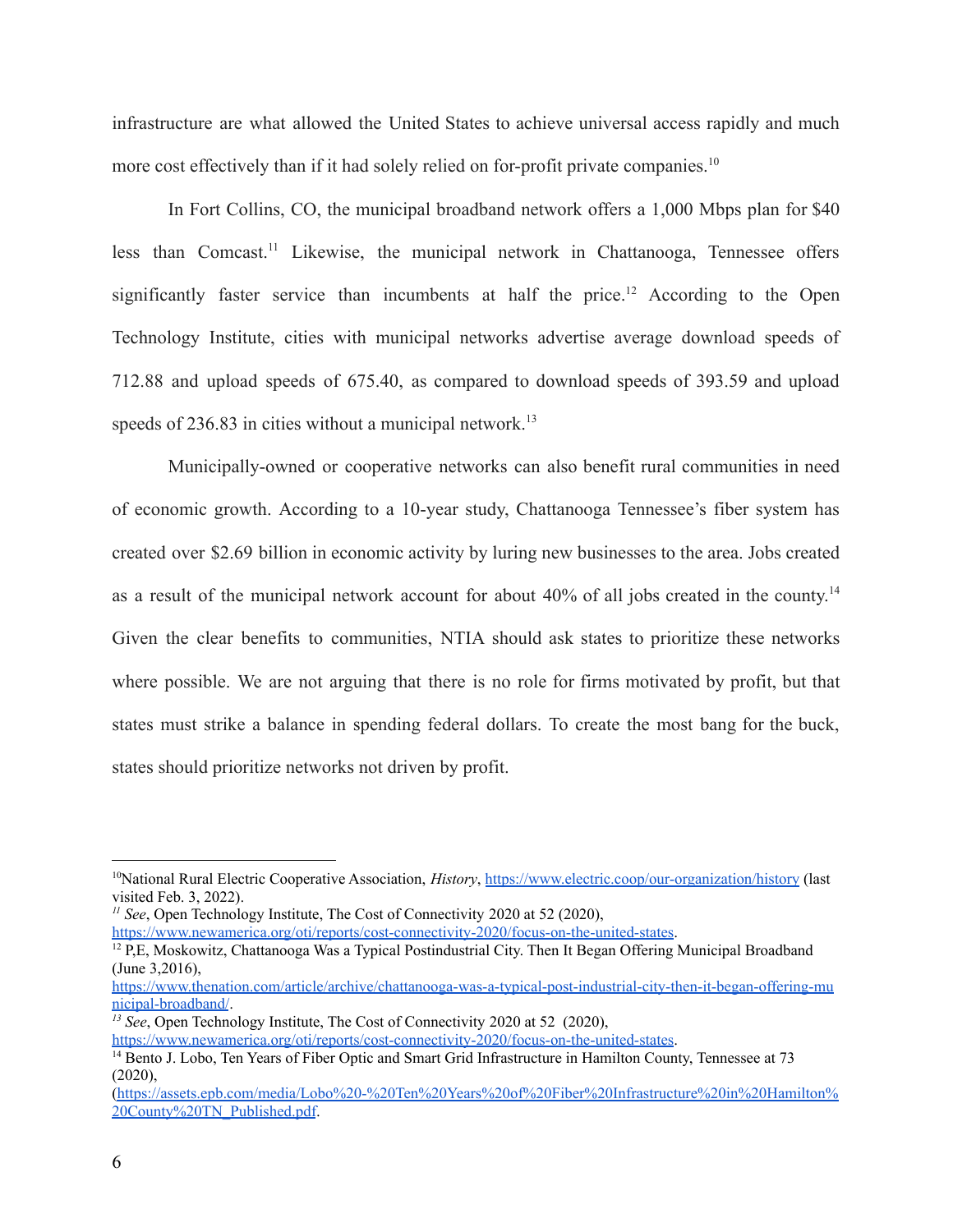infrastructure are what allowed the United States to achieve universal access rapidly and much more cost effectively than if it had solely relied on for-profit private companies.[10]

In Fort Collins, CO, the municipal broadband network offers a 1,000 Mbps plan for $40 less than Comcast.[11] Likewise, the municipal network in Chattanooga, Tennessee offers significantly faster service than incumbents at half the price.[12] According to the Open Technology Institute, cities with municipal networks advertise average download speeds of 712.88 and upload speeds of 675.40, as compared to download speeds of 393.59 and upload speeds of 236.83 in cities without a municipal network.[13]

Municipally-owned or cooperative networks can also benefit rural communities in need of economic growth. According to a 10-year study, Chattanooga Tennessee's fiber system has created over $2.69 billion in economic activity by luring new businesses to the area. Jobs created as a result of the municipal network account for about 40% of all jobs created in the county.[14] Given the clear benefits to communities, NTIA should ask states to prioritize these networks where possible. We are not arguing that there is no role for firms motivated by profit, but that states must strike a balance in spending federal dollars. To create the most bang for the buck, states should prioritize networks not driven by profit.

---

[10] National Rural Electric Cooperative Association, *History*, https://www.electric.coop/our-organization/history (last visited Feb. 3, 2022).

[11] *See*, Open Technology Institute, The Cost of Connectivity 2020 at 52 (2020), https://www.newamerica.org/oti/reports/cost-connectivity-2020/focus-on-the-united-states.

[12] P,E, Moskowitz, Chattanooga Was a Typical Postindustrial City. Then It Began Offering Municipal Broadband (June 3,2016), https://www.thenation.com/article/archive/chattanooga-was-a-typical-post-industrial-city-then-it-began-offering-municipal-broadband/.

[13] *See*, Open Technology Institute, The Cost of Connectivity 2020 at 52 (2020), https://www.newamerica.org/oti/reports/cost-connectivity-2020/focus-on-the-united-states.

[14] Bento J. Lobo, Ten Years of Fiber Optic and Smart Grid Infrastructure in Hamilton County, Tennessee at 73 (2020), (https://assets.epb.com/media/Lobo%20-%20Ten%20Years%20of%20Fiber%20Infrastructure%20in%20Hamilton%20County%20TN_Published.pdf.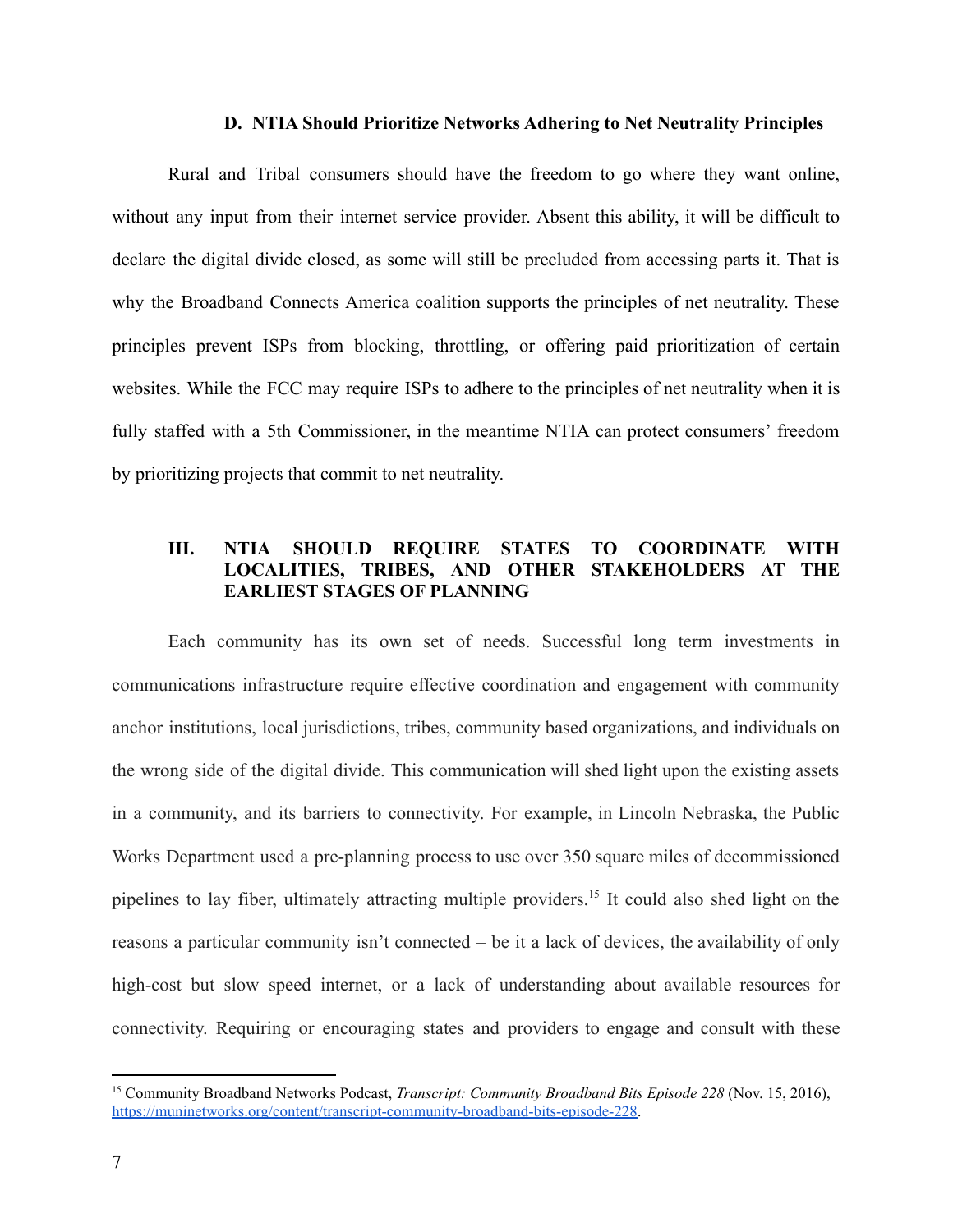### D. NTIA Should Prioritize Networks Adhering to Net Neutrality Principles

Rural and Tribal consumers should have the freedom to go where they want online, without any input from their internet service provider. Absent this ability, it will be difficult to declare the digital divide closed, as some will still be precluded from accessing parts it. That is why the Broadband Connects America coalition supports the principles of net neutrality. These principles prevent ISPs from blocking, throttling, or offering paid prioritization of certain websites. While the FCC may require ISPs to adhere to the principles of net neutrality when it is fully staffed with a 5th Commissioner, in the meantime NTIA can protect consumers' freedom by prioritizing projects that commit to net neutrality.

## III. NTIA SHOULD REQUIRE STATES TO COORDINATE WITH LOCALITIES, TRIBES, AND OTHER STAKEHOLDERS AT THE EARLIEST STAGES OF PLANNING

Each community has its own set of needs. Successful long term investments in communications infrastructure require effective coordination and engagement with community anchor institutions, local jurisdictions, tribes, community based organizations, and individuals on the wrong side of the digital divide. This communication will shed light upon the existing assets in a community, and its barriers to connectivity. For example, in Lincoln Nebraska, the Public Works Department used a pre-planning process to use over 350 square miles of decommissioned pipelines to lay fiber, ultimately attracting multiple providers.[15] It could also shed light on the reasons a particular community isn't connected – be it a lack of devices, the availability of only high-cost but slow speed internet, or a lack of understanding about available resources for connectivity. Requiring or encouraging states and providers to engage and consult with these

---

[15] Community Broadband Networks Podcast, *Transcript: Community Broadband Bits Episode 228* (Nov. 15, 2016), https://muninetworks.org/content/transcript-community-broadband-bits-episode-228.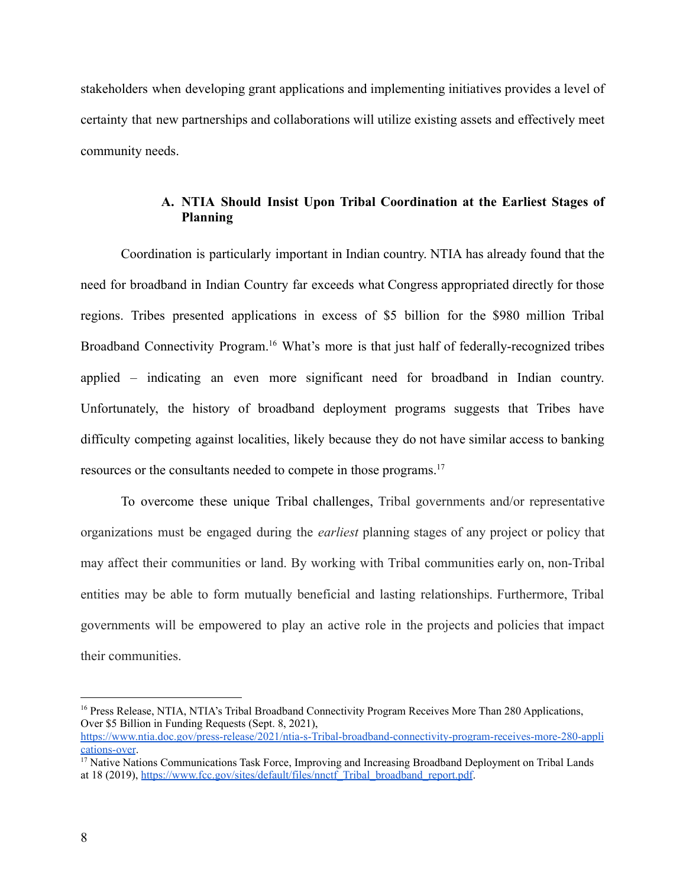stakeholders when developing grant applications and implementing initiatives provides a level of certainty that new partnerships and collaborations will utilize existing assets and effectively meet community needs.

### A. NTIA Should Insist Upon Tribal Coordination at the Earliest Stages of Planning

Coordination is particularly important in Indian country. NTIA has already found that the need for broadband in Indian Country far exceeds what Congress appropriated directly for those regions. Tribes presented applications in excess of $5 billion for the $980 million Tribal Broadband Connectivity Program.[16] What's more is that just half of federally-recognized tribes applied – indicating an even more significant need for broadband in Indian country. Unfortunately, the history of broadband deployment programs suggests that Tribes have difficulty competing against localities, likely because they do not have similar access to banking resources or the consultants needed to compete in those programs.[17]

To overcome these unique Tribal challenges, Tribal governments and/or representative organizations must be engaged during the *earliest* planning stages of any project or policy that may affect their communities or land. By working with Tribal communities early on, non-Tribal entities may be able to form mutually beneficial and lasting relationships. Furthermore, Tribal governments will be empowered to play an active role in the projects and policies that impact their communities.

---

[16] Press Release, NTIA, NTIA's Tribal Broadband Connectivity Program Receives More Than 280 Applications, Over $5 Billion in Funding Requests (Sept. 8, 2021), https://www.ntia.doc.gov/press-release/2021/ntia-s-Tribal-broadband-connectivity-program-receives-more-280-applications-over.

[17] Native Nations Communications Task Force, Improving and Increasing Broadband Deployment on Tribal Lands at 18 (2019), https://www.fcc.gov/sites/default/files/nnctf_Tribal_broadband_report.pdf.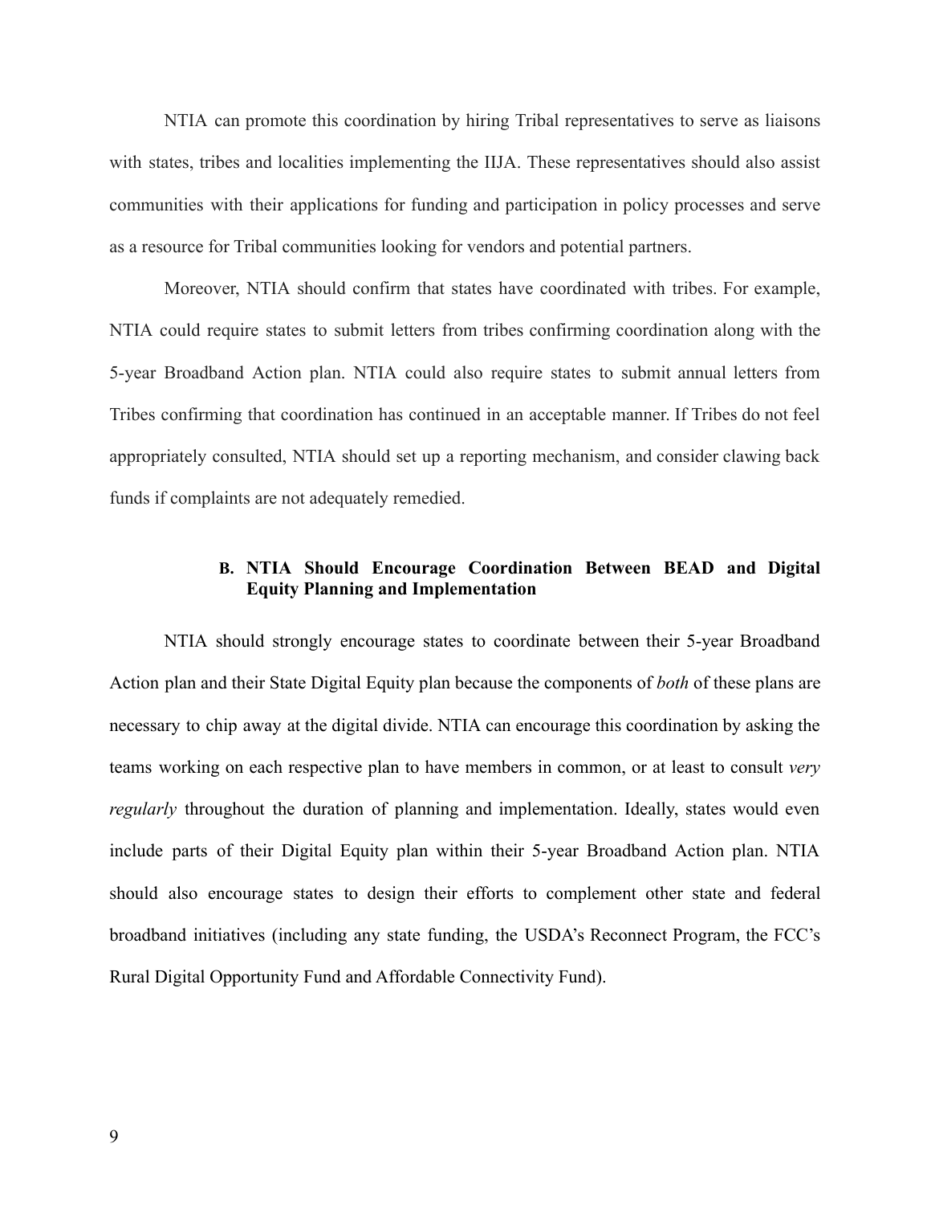NTIA can promote this coordination by hiring Tribal representatives to serve as liaisons with states, tribes and localities implementing the IIJA. These representatives should also assist communities with their applications for funding and participation in policy processes and serve as a resource for Tribal communities looking for vendors and potential partners.

Moreover, NTIA should confirm that states have coordinated with tribes. For example, NTIA could require states to submit letters from tribes confirming coordination along with the 5-year Broadband Action plan. NTIA could also require states to submit annual letters from Tribes confirming that coordination has continued in an acceptable manner. If Tribes do not feel appropriately consulted, NTIA should set up a reporting mechanism, and consider clawing back funds if complaints are not adequately remedied.

### B. NTIA Should Encourage Coordination Between BEAD and Digital Equity Planning and Implementation

NTIA should strongly encourage states to coordinate between their 5-year Broadband Action plan and their State Digital Equity plan because the components of *both* of these plans are necessary to chip away at the digital divide. NTIA can encourage this coordination by asking the teams working on each respective plan to have members in common, or at least to consult *very regularly* throughout the duration of planning and implementation. Ideally, states would even include parts of their Digital Equity plan within their 5-year Broadband Action plan. NTIA should also encourage states to design their efforts to complement other state and federal broadband initiatives (including any state funding, the USDA's Reconnect Program, the FCC's Rural Digital Opportunity Fund and Affordable Connectivity Fund).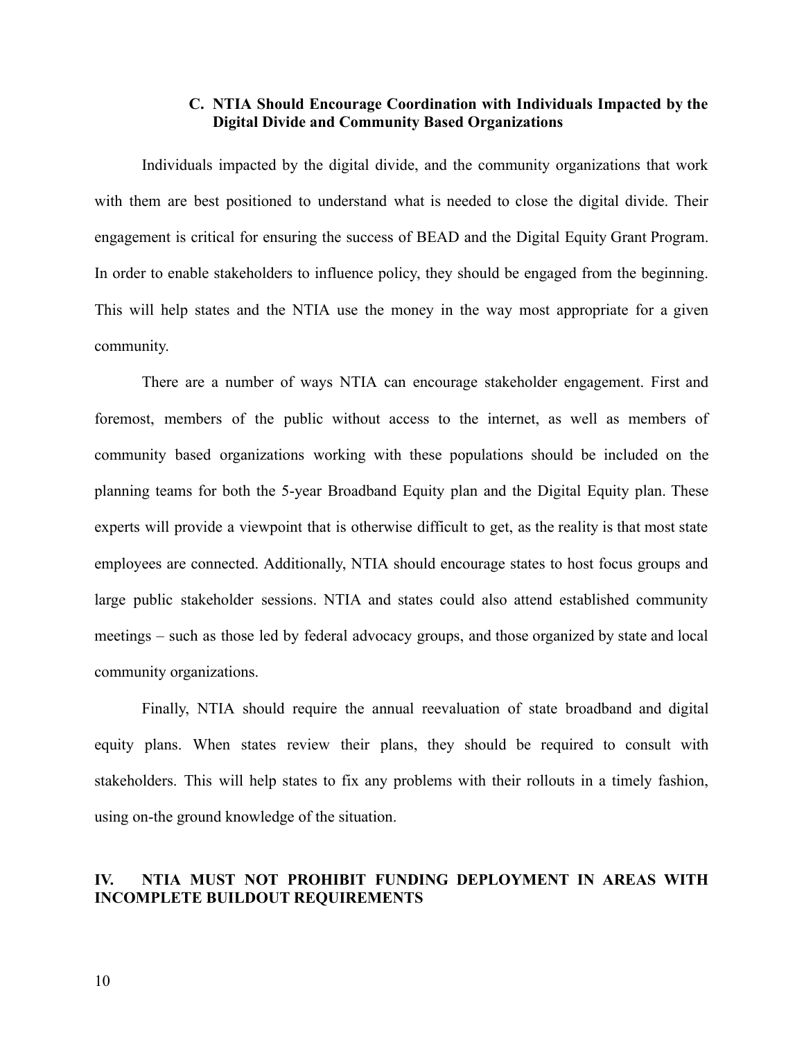### C. NTIA Should Encourage Coordination with Individuals Impacted by the Digital Divide and Community Based Organizations

Individuals impacted by the digital divide, and the community organizations that work with them are best positioned to understand what is needed to close the digital divide. Their engagement is critical for ensuring the success of BEAD and the Digital Equity Grant Program. In order to enable stakeholders to influence policy, they should be engaged from the beginning. This will help states and the NTIA use the money in the way most appropriate for a given community.

There are a number of ways NTIA can encourage stakeholder engagement. First and foremost, members of the public without access to the internet, as well as members of community based organizations working with these populations should be included on the planning teams for both the 5-year Broadband Equity plan and the Digital Equity plan. These experts will provide a viewpoint that is otherwise difficult to get, as the reality is that most state employees are connected. Additionally, NTIA should encourage states to host focus groups and large public stakeholder sessions. NTIA and states could also attend established community meetings – such as those led by federal advocacy groups, and those organized by state and local community organizations.

Finally, NTIA should require the annual reevaluation of state broadband and digital equity plans. When states review their plans, they should be required to consult with stakeholders. This will help states to fix any problems with their rollouts in a timely fashion, using on-the ground knowledge of the situation.

## IV. NTIA MUST NOT PROHIBIT FUNDING DEPLOYMENT IN AREAS WITH INCOMPLETE BUILDOUT REQUIREMENTS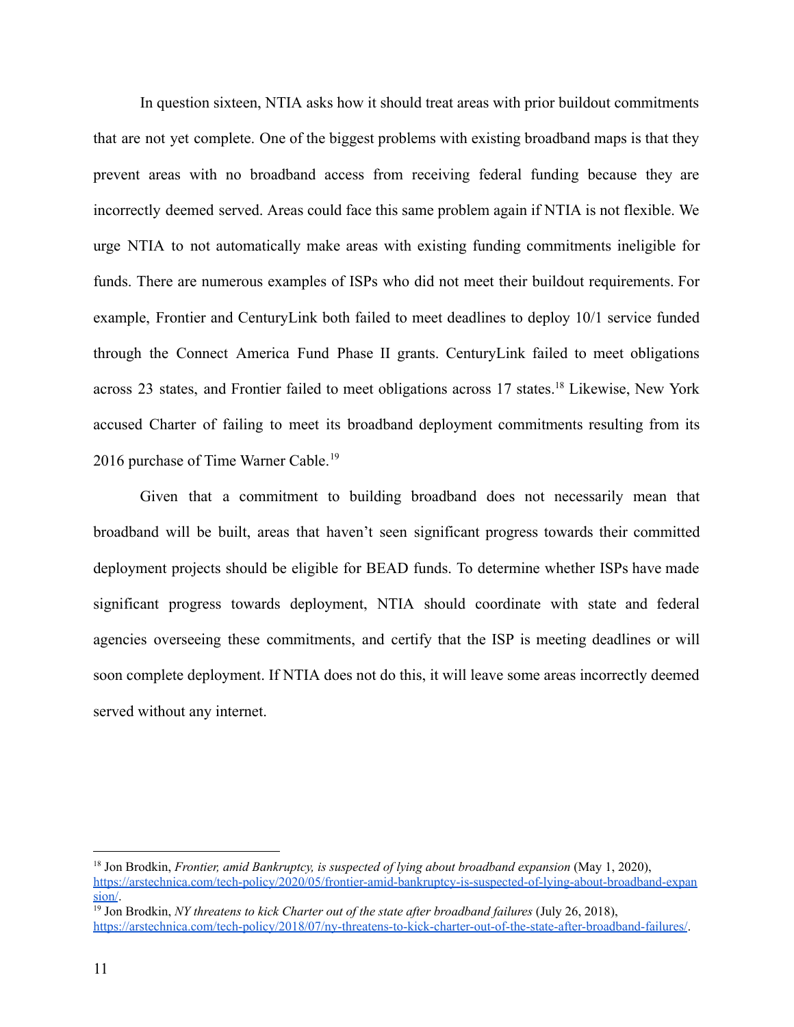In question sixteen, NTIA asks how it should treat areas with prior buildout commitments that are not yet complete. One of the biggest problems with existing broadband maps is that they prevent areas with no broadband access from receiving federal funding because they are incorrectly deemed served. Areas could face this same problem again if NTIA is not flexible. We urge NTIA to not automatically make areas with existing funding commitments ineligible for funds. There are numerous examples of ISPs who did not meet their buildout requirements. For example, Frontier and CenturyLink both failed to meet deadlines to deploy 10/1 service funded through the Connect America Fund Phase II grants. CenturyLink failed to meet obligations across 23 states, and Frontier failed to meet obligations across 17 states.[18] Likewise, New York accused Charter of failing to meet its broadband deployment commitments resulting from its 2016 purchase of Time Warner Cable.[19]

Given that a commitment to building broadband does not necessarily mean that broadband will be built, areas that haven't seen significant progress towards their committed deployment projects should be eligible for BEAD funds. To determine whether ISPs have made significant progress towards deployment, NTIA should coordinate with state and federal agencies overseeing these commitments, and certify that the ISP is meeting deadlines or will soon complete deployment. If NTIA does not do this, it will leave some areas incorrectly deemed served without any internet.

---

[18] Jon Brodkin, *Frontier, amid Bankruptcy, is suspected of lying about broadband expansion* (May 1, 2020), https://arstechnica.com/tech-policy/2020/05/frontier-amid-bankruptcy-is-suspected-of-lying-about-broadband-expansion/.

[19] Jon Brodkin, *NY threatens to kick Charter out of the state after broadband failures* (July 26, 2018), https://arstechnica.com/tech-policy/2018/07/ny-threatens-to-kick-charter-out-of-the-state-after-broadband-failures/.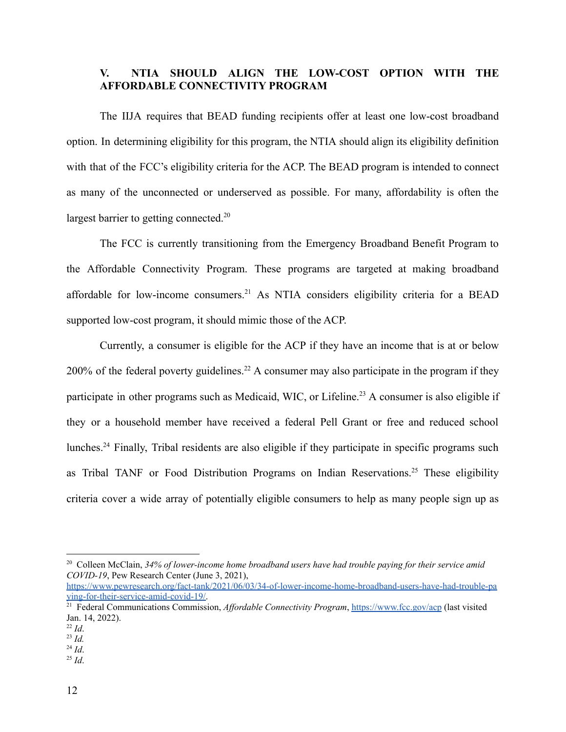## V. NTIA SHOULD ALIGN THE LOW-COST OPTION WITH THE AFFORDABLE CONNECTIVITY PROGRAM

The IIJA requires that BEAD funding recipients offer at least one low-cost broadband option. In determining eligibility for this program, the NTIA should align its eligibility definition with that of the FCC's eligibility criteria for the ACP. The BEAD program is intended to connect as many of the unconnected or underserved as possible. For many, affordability is often the largest barrier to getting connected.[20]

The FCC is currently transitioning from the Emergency Broadband Benefit Program to the Affordable Connectivity Program. These programs are targeted at making broadband affordable for low-income consumers.[21] As NTIA considers eligibility criteria for a BEAD supported low-cost program, it should mimic those of the ACP.

Currently, a consumer is eligible for the ACP if they have an income that is at or below 200% of the federal poverty guidelines.[22] A consumer may also participate in the program if they participate in other programs such as Medicaid, WIC, or Lifeline.[23] A consumer is also eligible if they or a household member have received a federal Pell Grant or free and reduced school lunches.[24] Finally, Tribal residents are also eligible if they participate in specific programs such as Tribal TANF or Food Distribution Programs on Indian Reservations.[25] These eligibility criteria cover a wide array of potentially eligible consumers to help as many people sign up as

---

[20] Colleen McClain, *34% of lower-income home broadband users have had trouble paying for their service amid COVID-19*, Pew Research Center (June 3, 2021), https://www.pewresearch.org/fact-tank/2021/06/03/34-of-lower-income-home-broadband-users-have-had-trouble-paying-for-their-service-amid-covid-19/.

[21] Federal Communications Commission, *Affordable Connectivity Program*, https://www.fcc.gov/acp (last visited Jan. 14, 2022).

[22] *Id*.

[23] *Id.*

[24] *Id*.

[25] *Id*.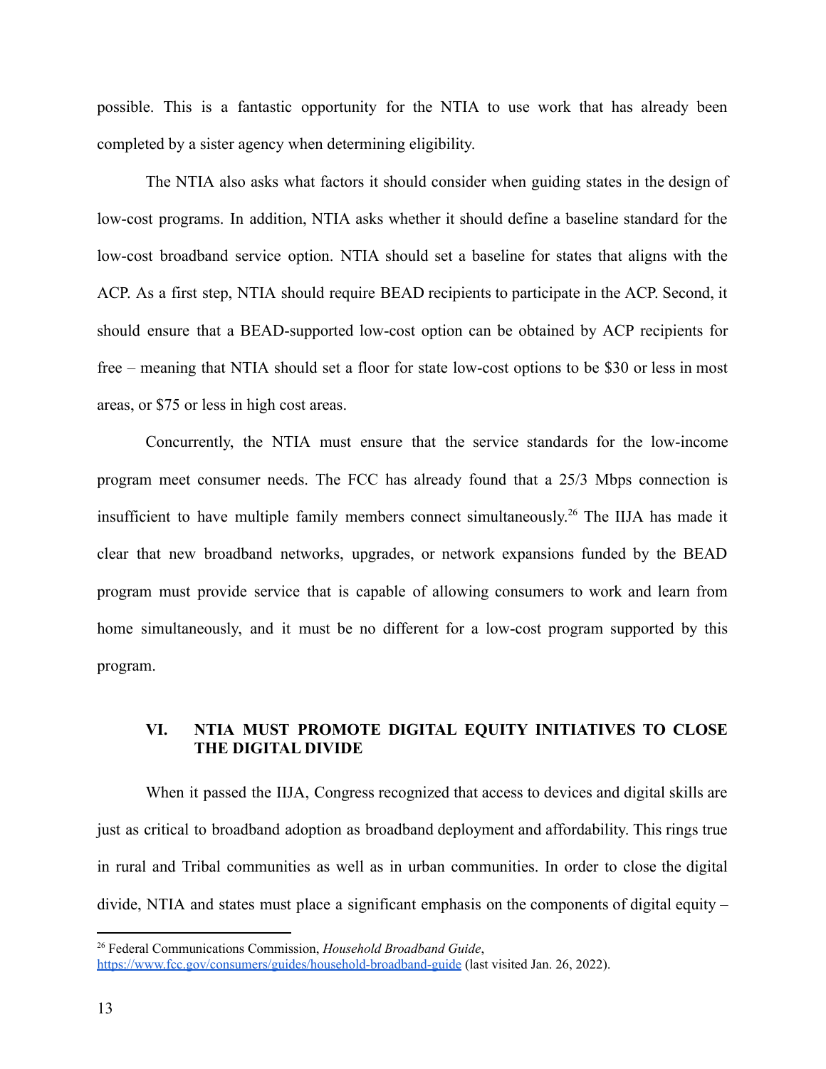possible. This is a fantastic opportunity for the NTIA to use work that has already been completed by a sister agency when determining eligibility.

The NTIA also asks what factors it should consider when guiding states in the design of low-cost programs. In addition, NTIA asks whether it should define a baseline standard for the low-cost broadband service option. NTIA should set a baseline for states that aligns with the ACP. As a first step, NTIA should require BEAD recipients to participate in the ACP. Second, it should ensure that a BEAD-supported low-cost option can be obtained by ACP recipients for free – meaning that NTIA should set a floor for state low-cost options to be $30 or less in most areas, or $75 or less in high cost areas.

Concurrently, the NTIA must ensure that the service standards for the low-income program meet consumer needs. The FCC has already found that a 25/3 Mbps connection is insufficient to have multiple family members connect simultaneously.[26] The IIJA has made it clear that new broadband networks, upgrades, or network expansions funded by the BEAD program must provide service that is capable of allowing consumers to work and learn from home simultaneously, and it must be no different for a low-cost program supported by this program.

## VI. NTIA MUST PROMOTE DIGITAL EQUITY INITIATIVES TO CLOSE THE DIGITAL DIVIDE

When it passed the IIJA, Congress recognized that access to devices and digital skills are just as critical to broadband adoption as broadband deployment and affordability. This rings true in rural and Tribal communities as well as in urban communities. In order to close the digital divide, NTIA and states must place a significant emphasis on the components of digital equity –

---

[26] Federal Communications Commission, *Household Broadband Guide*, https://www.fcc.gov/consumers/guides/household-broadband-guide (last visited Jan. 26, 2022).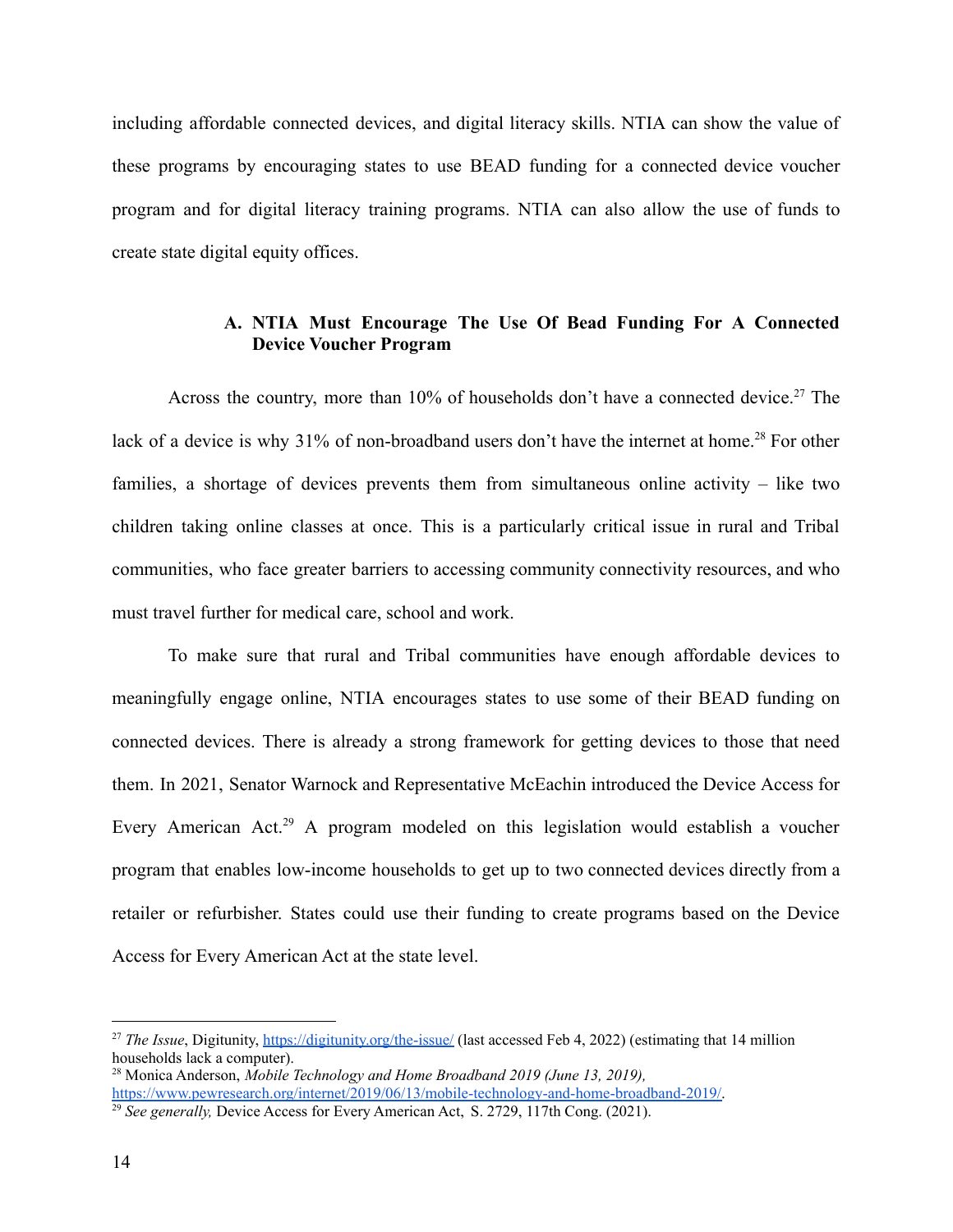including affordable connected devices, and digital literacy skills. NTIA can show the value of these programs by encouraging states to use BEAD funding for a connected device voucher program and for digital literacy training programs. NTIA can also allow the use of funds to create state digital equity offices.

### A. NTIA Must Encourage The Use Of Bead Funding For A Connected Device Voucher Program

Across the country, more than 10% of households don't have a connected device.[27] The lack of a device is why 31% of non-broadband users don't have the internet at home.[28] For other families, a shortage of devices prevents them from simultaneous online activity – like two children taking online classes at once. This is a particularly critical issue in rural and Tribal communities, who face greater barriers to accessing community connectivity resources, and who must travel further for medical care, school and work.

To make sure that rural and Tribal communities have enough affordable devices to meaningfully engage online, NTIA encourages states to use some of their BEAD funding on connected devices. There is already a strong framework for getting devices to those that need them. In 2021, Senator Warnock and Representative McEachin introduced the Device Access for Every American Act.[29] A program modeled on this legislation would establish a voucher program that enables low-income households to get up to two connected devices directly from a retailer or refurbisher. States could use their funding to create programs based on the Device Access for Every American Act at the state level.

---

[27] *The Issue*, Digitunity, https://digitunity.org/the-issue/ (last accessed Feb 4, 2022) (estimating that 14 million households lack a computer).

[28] Monica Anderson, *Mobile Technology and Home Broadband 2019 (June 13, 2019),* https://www.pewresearch.org/internet/2019/06/13/mobile-technology-and-home-broadband-2019/.

[29] *See generally,* Device Access for Every American Act, S. 2729, 117th Cong. (2021).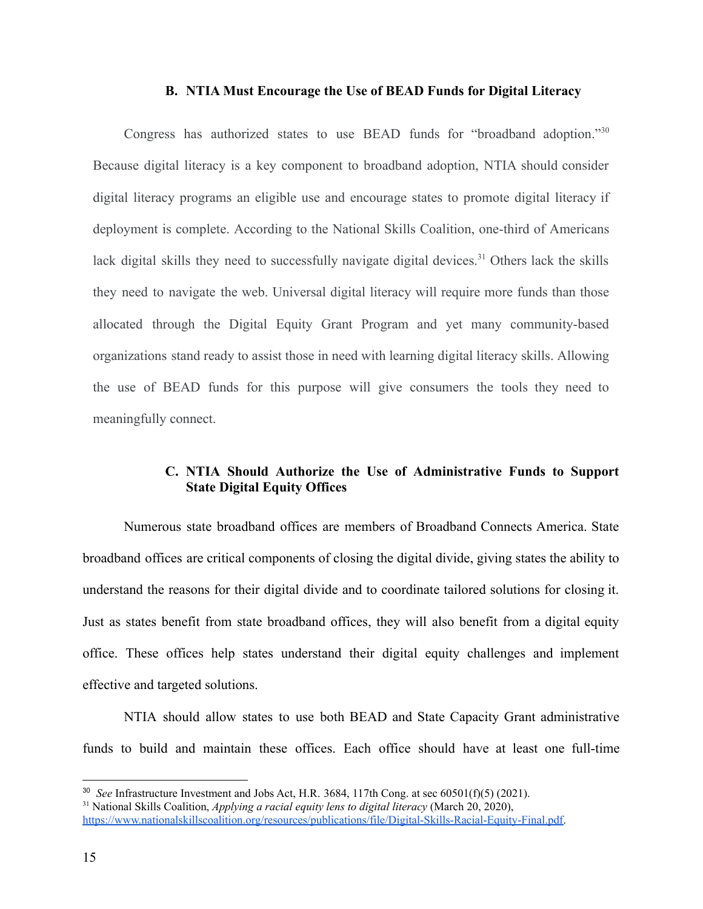### B. NTIA Must Encourage the Use of BEAD Funds for Digital Literacy

Congress has authorized states to use BEAD funds for "broadband adoption."[30] Because digital literacy is a key component to broadband adoption, NTIA should consider digital literacy programs an eligible use and encourage states to promote digital literacy if deployment is complete. According to the National Skills Coalition, one-third of Americans lack digital skills they need to successfully navigate digital devices.[31] Others lack the skills they need to navigate the web. Universal digital literacy will require more funds than those allocated through the Digital Equity Grant Program and yet many community-based organizations stand ready to assist those in need with learning digital literacy skills. Allowing the use of BEAD funds for this purpose will give consumers the tools they need to meaningfully connect.

### C. NTIA Should Authorize the Use of Administrative Funds to Support State Digital Equity Offices

Numerous state broadband offices are members of Broadband Connects America. State broadband offices are critical components of closing the digital divide, giving states the ability to understand the reasons for their digital divide and to coordinate tailored solutions for closing it. Just as states benefit from state broadband offices, they will also benefit from a digital equity office. These offices help states understand their digital equity challenges and implement effective and targeted solutions.

NTIA should allow states to use both BEAD and State Capacity Grant administrative funds to build and maintain these offices. Each office should have at least one full-time

---

[30] *See* Infrastructure Investment and Jobs Act, H.R. 3684, 117th Cong. at sec 60501(f)(5) (2021).

[31] National Skills Coalition, *Applying a racial equity lens to digital literacy* (March 20, 2020), https://www.nationalskillscoalition.org/resources/publications/file/Digital-Skills-Racial-Equity-Final.pdf.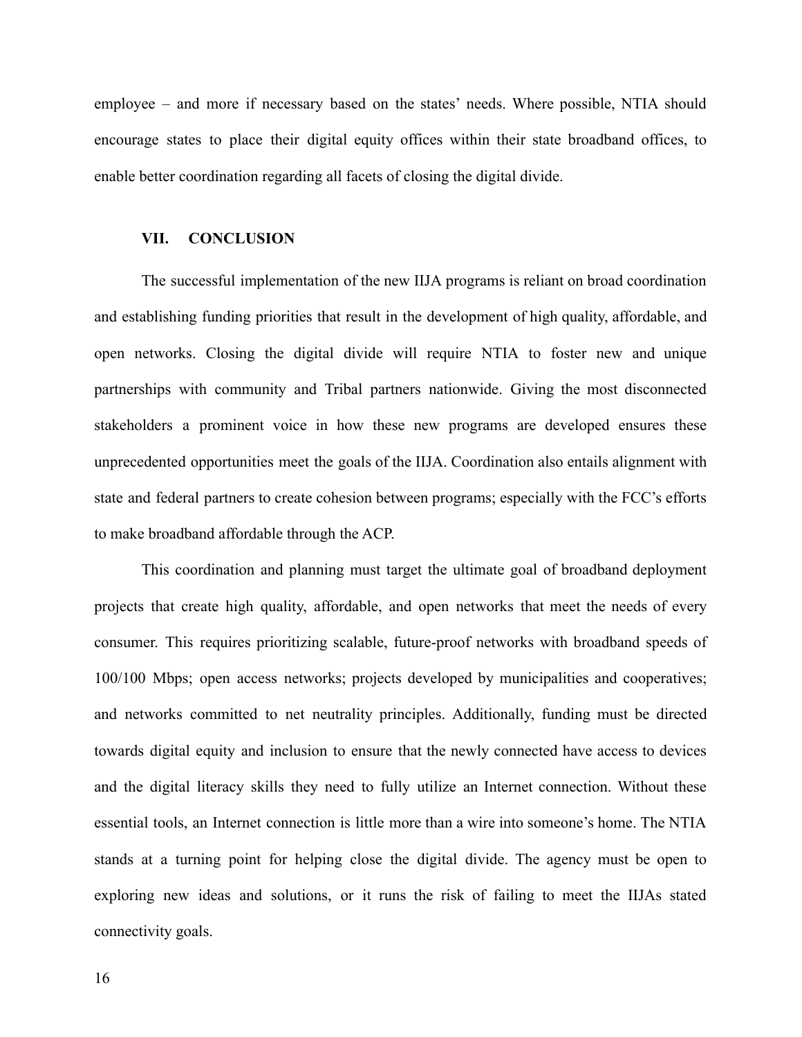employee – and more if necessary based on the states' needs. Where possible, NTIA should encourage states to place their digital equity offices within their state broadband offices, to enable better coordination regarding all facets of closing the digital divide.

## VII. CONCLUSION

The successful implementation of the new IIJA programs is reliant on broad coordination and establishing funding priorities that result in the development of high quality, affordable, and open networks. Closing the digital divide will require NTIA to foster new and unique partnerships with community and Tribal partners nationwide. Giving the most disconnected stakeholders a prominent voice in how these new programs are developed ensures these unprecedented opportunities meet the goals of the IIJA. Coordination also entails alignment with state and federal partners to create cohesion between programs; especially with the FCC's efforts to make broadband affordable through the ACP.

This coordination and planning must target the ultimate goal of broadband deployment projects that create high quality, affordable, and open networks that meet the needs of every consumer. This requires prioritizing scalable, future-proof networks with broadband speeds of 100/100 Mbps; open access networks; projects developed by municipalities and cooperatives; and networks committed to net neutrality principles. Additionally, funding must be directed towards digital equity and inclusion to ensure that the newly connected have access to devices and the digital literacy skills they need to fully utilize an Internet connection. Without these essential tools, an Internet connection is little more than a wire into someone's home. The NTIA stands at a turning point for helping close the digital divide. The agency must be open to exploring new ideas and solutions, or it runs the risk of failing to meet the IIJAs stated connectivity goals.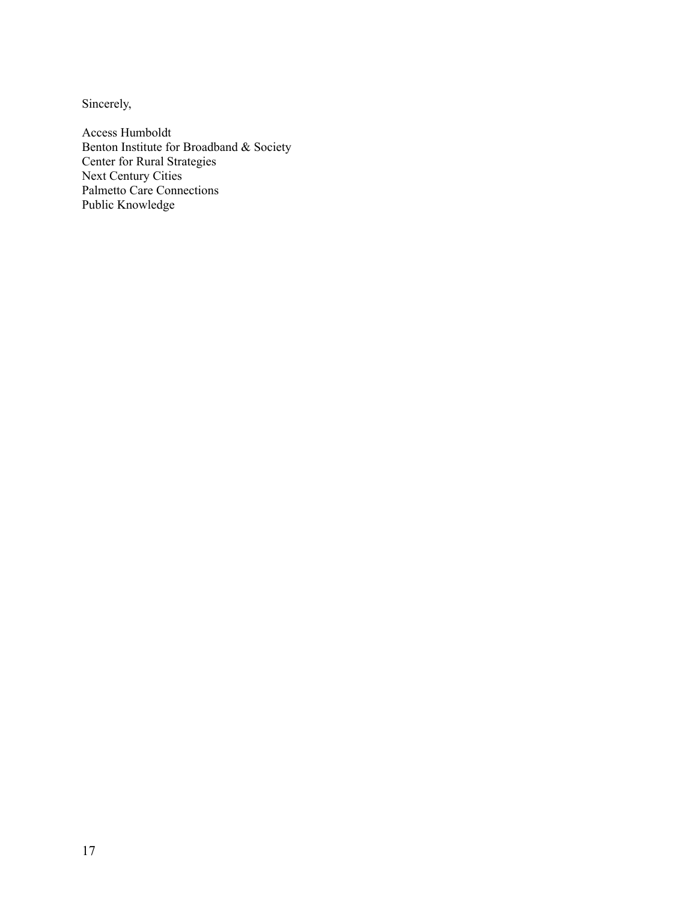Sincerely,

Access Humboldt
Benton Institute for Broadband & Society
Center for Rural Strategies
Next Century Cities
Palmetto Care Connections
Public Knowledge